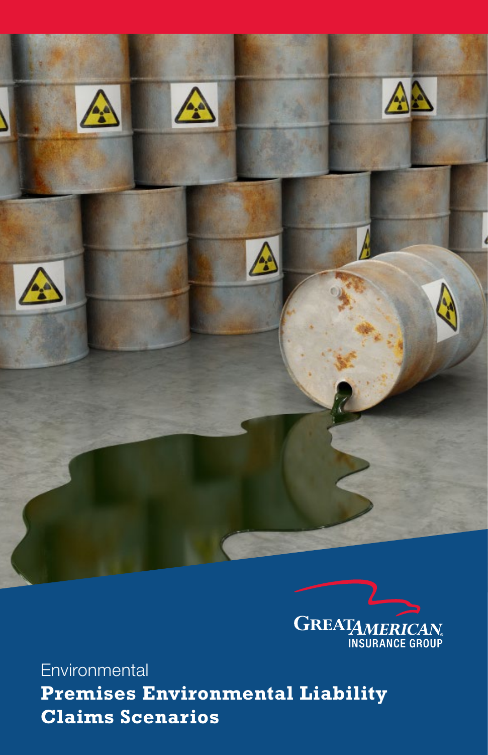GREAT AMERICAN INSURANCE GROUP

Environmental

# Premises Environmental Liability Claims Scenarios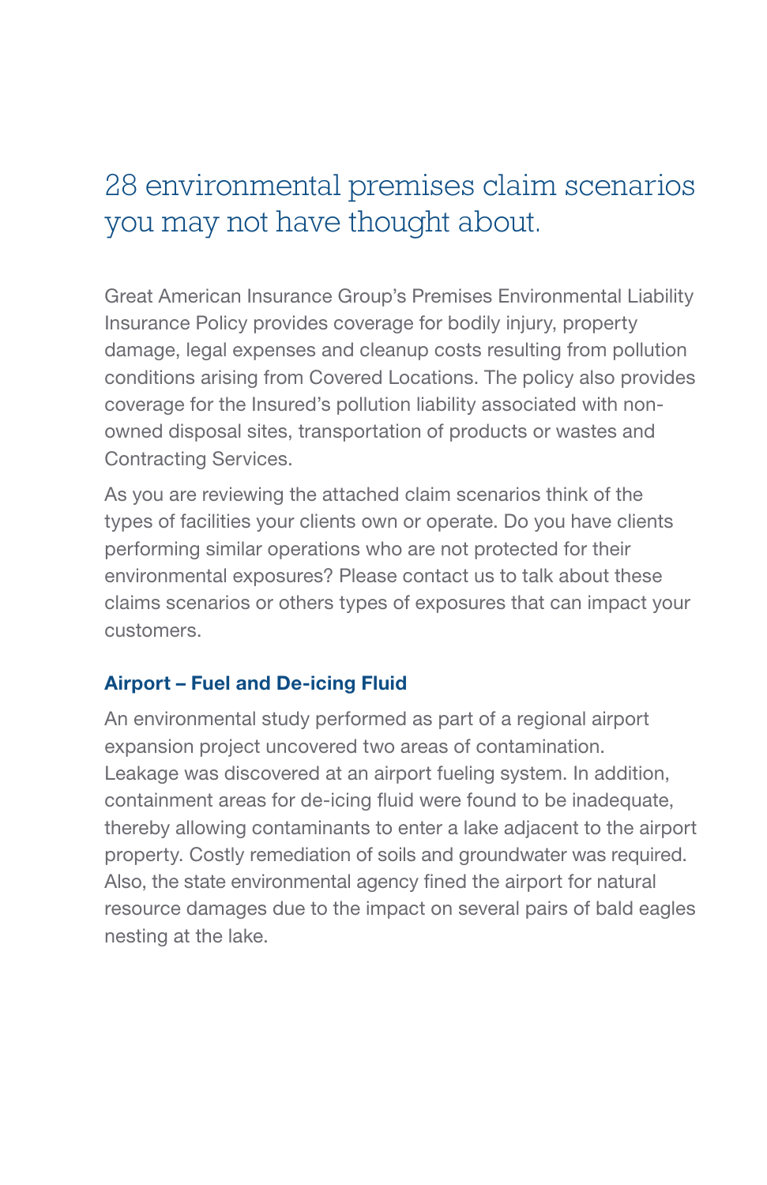# 28 environmental premises claim scenarios you may not have thought about.

Great American Insurance Group's Premises Environmental Liability Insurance Policy provides coverage for bodily injury, property damage, legal expenses and cleanup costs resulting from pollution conditions arising from Covered Locations. The policy also provides coverage for the Insured's pollution liability associated with non-owned disposal sites, transportation of products or wastes and Contracting Services.

As you are reviewing the attached claim scenarios think of the types of facilities your clients own or operate. Do you have clients performing similar operations who are not protected for their environmental exposures? Please contact us to talk about these claims scenarios or others types of exposures that can impact your customers.

### Airport – Fuel and De-icing Fluid

An environmental study performed as part of a regional airport expansion project uncovered two areas of contamination. Leakage was discovered at an airport fueling system. In addition, containment areas for de-icing fluid were found to be inadequate, thereby allowing contaminants to enter a lake adjacent to the airport property. Costly remediation of soils and groundwater was required. Also, the state environmental agency fined the airport for natural resource damages due to the impact on several pairs of bald eagles nesting at the lake.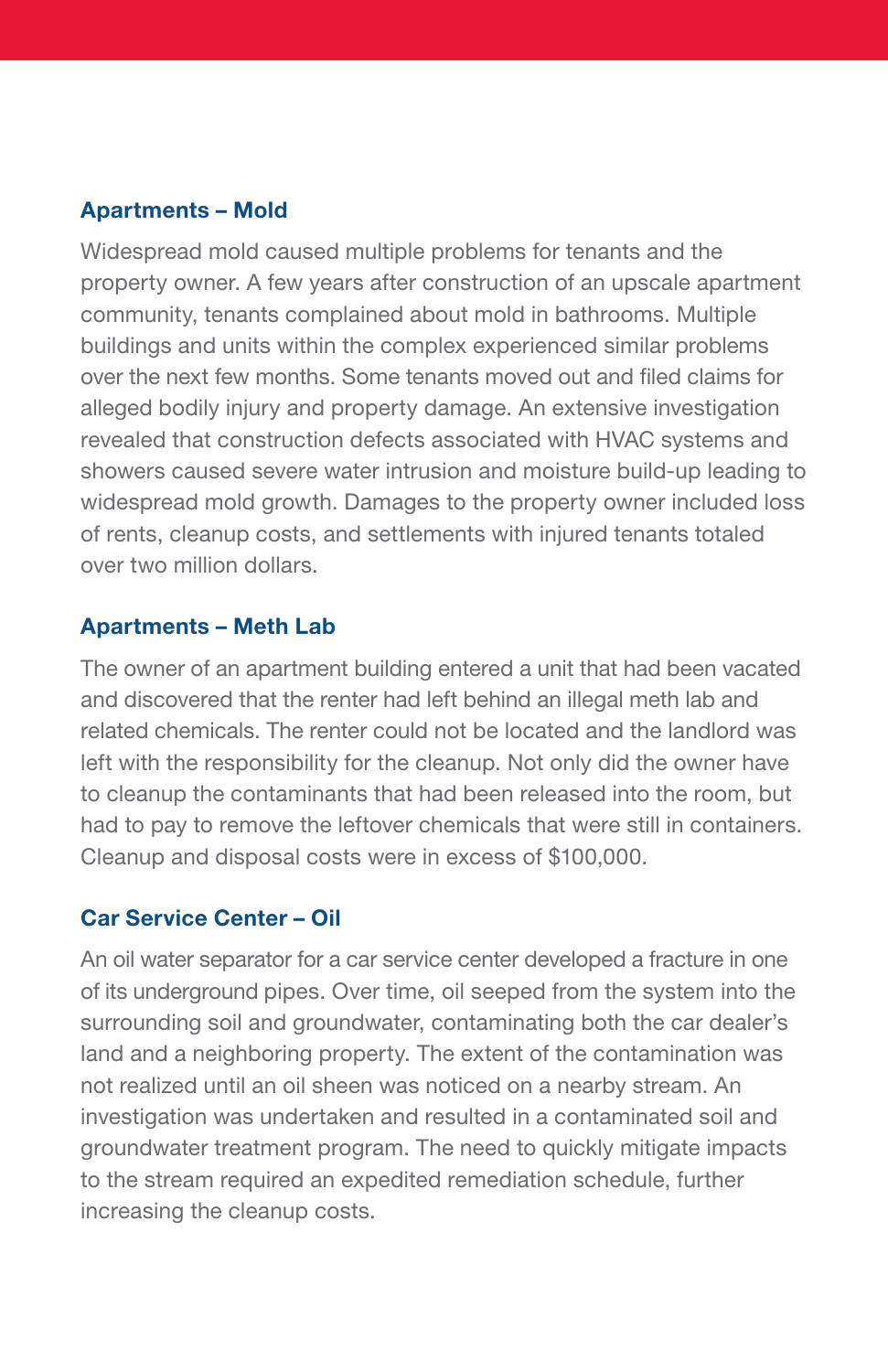### Apartments – Mold

Widespread mold caused multiple problems for tenants and the property owner. A few years after construction of an upscale apartment community, tenants complained about mold in bathrooms. Multiple buildings and units within the complex experienced similar problems over the next few months. Some tenants moved out and filed claims for alleged bodily injury and property damage. An extensive investigation revealed that construction defects associated with HVAC systems and showers caused severe water intrusion and moisture build-up leading to widespread mold growth. Damages to the property owner included loss of rents, cleanup costs, and settlements with injured tenants totaled over two million dollars.

### Apartments – Meth Lab

The owner of an apartment building entered a unit that had been vacated and discovered that the renter had left behind an illegal meth lab and related chemicals. The renter could not be located and the landlord was left with the responsibility for the cleanup. Not only did the owner have to cleanup the contaminants that had been released into the room, but had to pay to remove the leftover chemicals that were still in containers. Cleanup and disposal costs were in excess of $100,000.

### Car Service Center – Oil

An oil water separator for a car service center developed a fracture in one of its underground pipes. Over time, oil seeped from the system into the surrounding soil and groundwater, contaminating both the car dealer's land and a neighboring property. The extent of the contamination was not realized until an oil sheen was noticed on a nearby stream. An investigation was undertaken and resulted in a contaminated soil and groundwater treatment program. The need to quickly mitigate impacts to the stream required an expedited remediation schedule, further increasing the cleanup costs.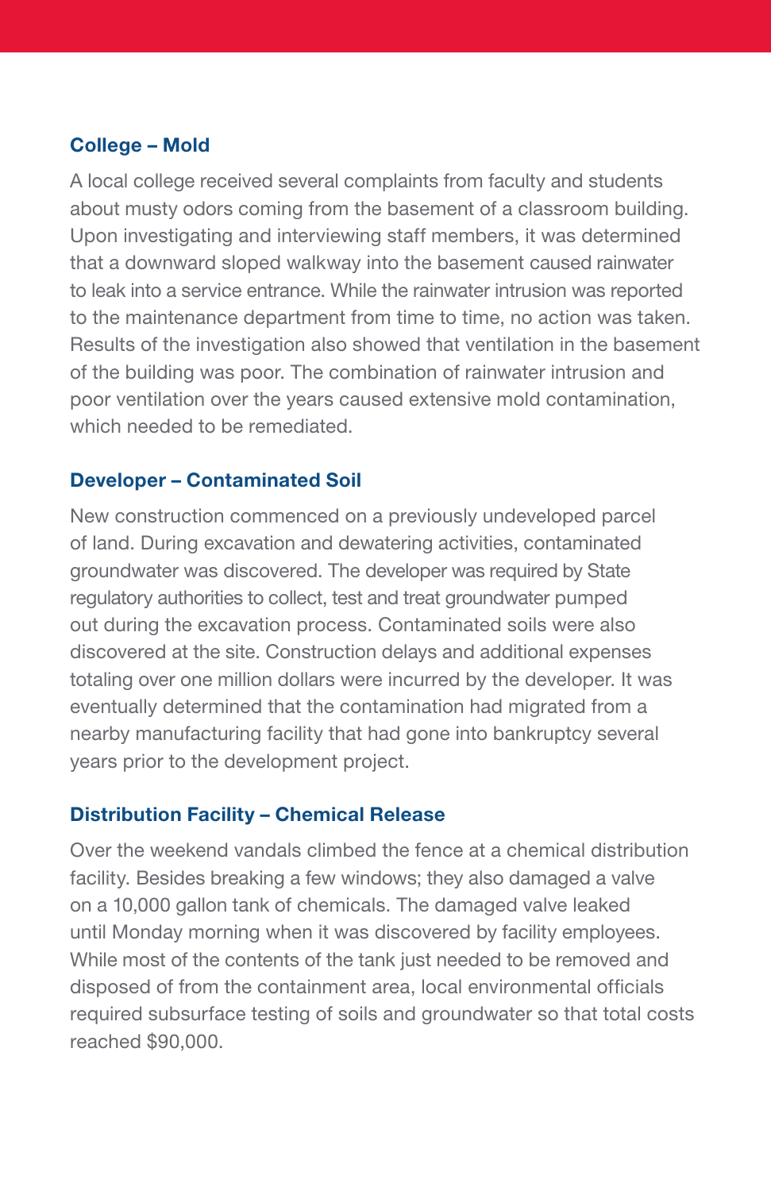### College – Mold

A local college received several complaints from faculty and students about musty odors coming from the basement of a classroom building. Upon investigating and interviewing staff members, it was determined that a downward sloped walkway into the basement caused rainwater to leak into a service entrance. While the rainwater intrusion was reported to the maintenance department from time to time, no action was taken. Results of the investigation also showed that ventilation in the basement of the building was poor. The combination of rainwater intrusion and poor ventilation over the years caused extensive mold contamination, which needed to be remediated.

### Developer – Contaminated Soil

New construction commenced on a previously undeveloped parcel of land. During excavation and dewatering activities, contaminated groundwater was discovered. The developer was required by State regulatory authorities to collect, test and treat groundwater pumped out during the excavation process. Contaminated soils were also discovered at the site. Construction delays and additional expenses totaling over one million dollars were incurred by the developer. It was eventually determined that the contamination had migrated from a nearby manufacturing facility that had gone into bankruptcy several years prior to the development project.

### Distribution Facility – Chemical Release

Over the weekend vandals climbed the fence at a chemical distribution facility. Besides breaking a few windows; they also damaged a valve on a 10,000 gallon tank of chemicals. The damaged valve leaked until Monday morning when it was discovered by facility employees. While most of the contents of the tank just needed to be removed and disposed of from the containment area, local environmental officials required subsurface testing of soils and groundwater so that total costs reached $90,000.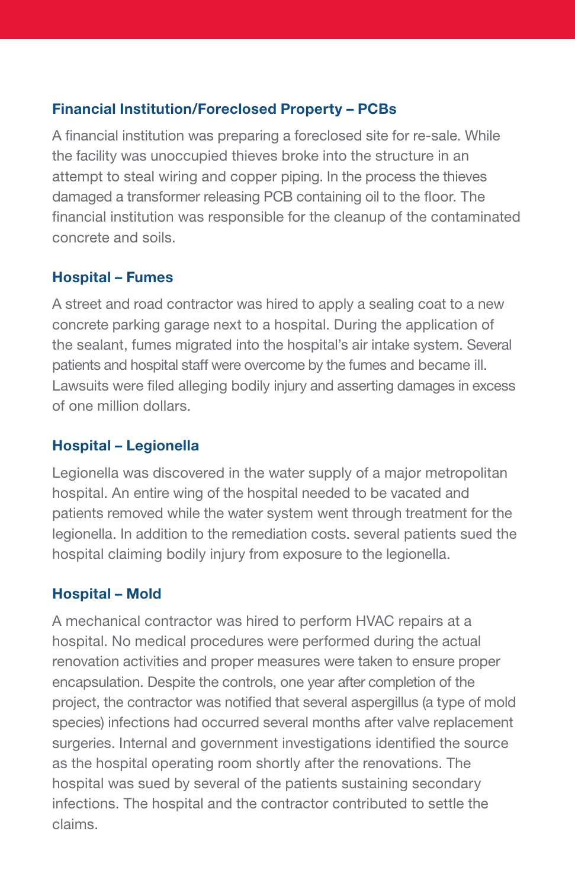### Financial Institution/Foreclosed Property – PCBs

A financial institution was preparing a foreclosed site for re-sale. While the facility was unoccupied thieves broke into the structure in an attempt to steal wiring and copper piping. In the process the thieves damaged a transformer releasing PCB containing oil to the floor. The financial institution was responsible for the cleanup of the contaminated concrete and soils.

### Hospital – Fumes

A street and road contractor was hired to apply a sealing coat to a new concrete parking garage next to a hospital. During the application of the sealant, fumes migrated into the hospital's air intake system. Several patients and hospital staff were overcome by the fumes and became ill. Lawsuits were filed alleging bodily injury and asserting damages in excess of one million dollars.

### Hospital – Legionella

Legionella was discovered in the water supply of a major metropolitan hospital. An entire wing of the hospital needed to be vacated and patients removed while the water system went through treatment for the legionella. In addition to the remediation costs. several patients sued the hospital claiming bodily injury from exposure to the legionella.

### Hospital – Mold

A mechanical contractor was hired to perform HVAC repairs at a hospital. No medical procedures were performed during the actual renovation activities and proper measures were taken to ensure proper encapsulation. Despite the controls, one year after completion of the project, the contractor was notified that several aspergillus (a type of mold species) infections had occurred several months after valve replacement surgeries. Internal and government investigations identified the source as the hospital operating room shortly after the renovations. The hospital was sued by several of the patients sustaining secondary infections. The hospital and the contractor contributed to settle the claims.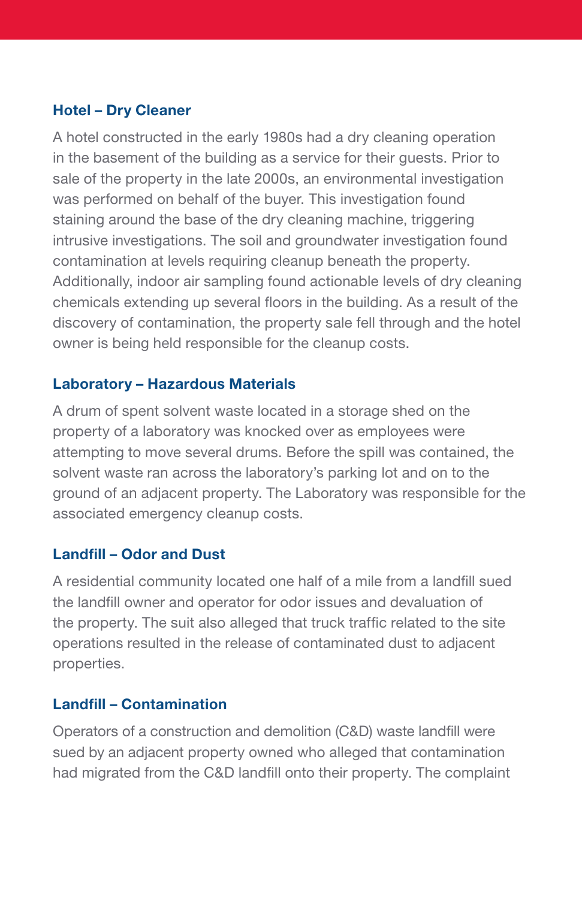### Hotel – Dry Cleaner

A hotel constructed in the early 1980s had a dry cleaning operation in the basement of the building as a service for their guests. Prior to sale of the property in the late 2000s, an environmental investigation was performed on behalf of the buyer. This investigation found staining around the base of the dry cleaning machine, triggering intrusive investigations. The soil and groundwater investigation found contamination at levels requiring cleanup beneath the property. Additionally, indoor air sampling found actionable levels of dry cleaning chemicals extending up several floors in the building. As a result of the discovery of contamination, the property sale fell through and the hotel owner is being held responsible for the cleanup costs.

### Laboratory – Hazardous Materials

A drum of spent solvent waste located in a storage shed on the property of a laboratory was knocked over as employees were attempting to move several drums. Before the spill was contained, the solvent waste ran across the laboratory's parking lot and on to the ground of an adjacent property. The Laboratory was responsible for the associated emergency cleanup costs.

### Landfill – Odor and Dust

A residential community located one half of a mile from a landfill sued the landfill owner and operator for odor issues and devaluation of the property. The suit also alleged that truck traffic related to the site operations resulted in the release of contaminated dust to adjacent properties.

### Landfill – Contamination

Operators of a construction and demolition (C&D) waste landfill were sued by an adjacent property owned who alleged that contamination had migrated from the C&D landfill onto their property. The complaint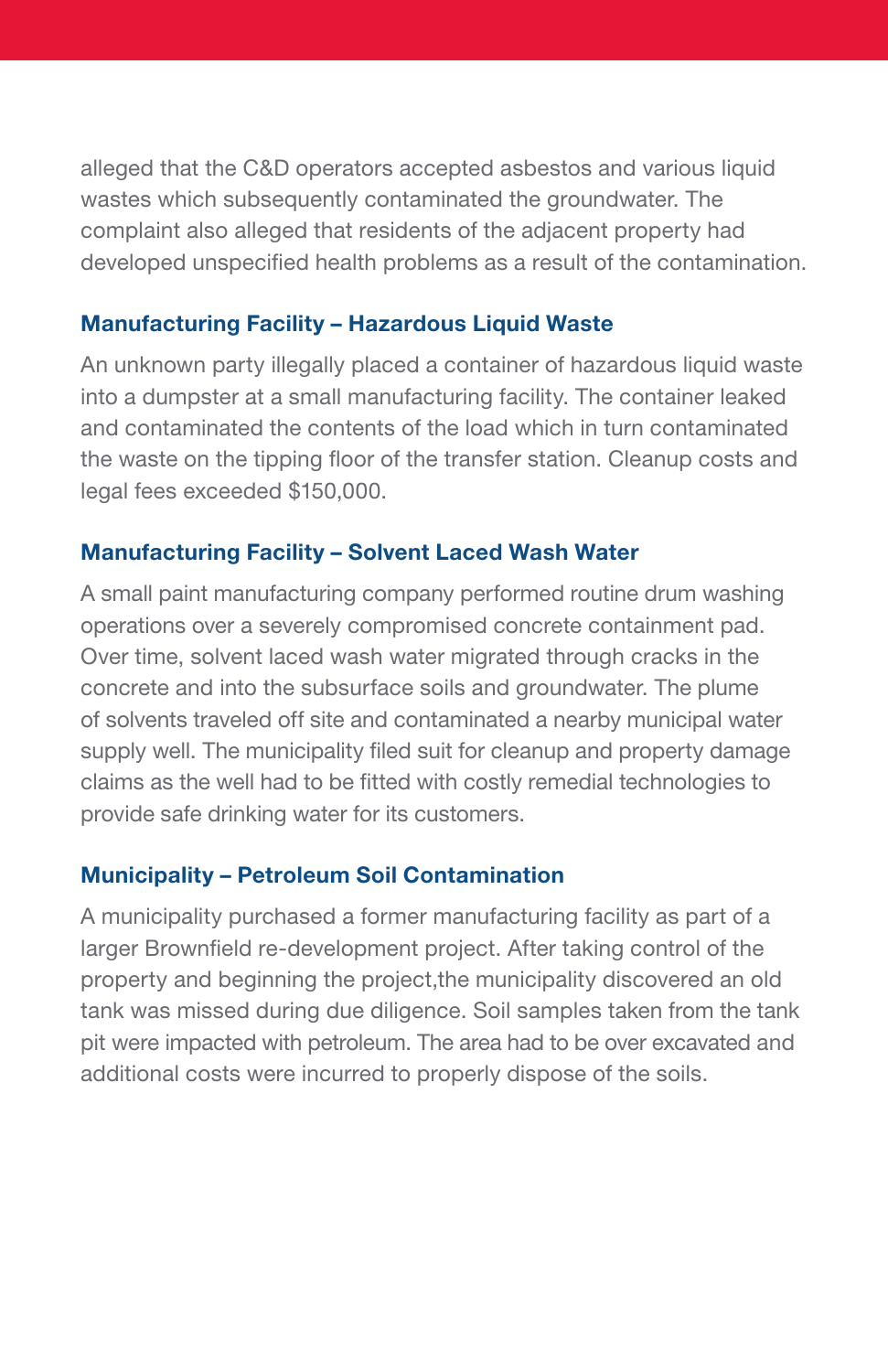alleged that the C&D operators accepted asbestos and various liquid wastes which subsequently contaminated the groundwater. The complaint also alleged that residents of the adjacent property had developed unspecified health problems as a result of the contamination.

### Manufacturing Facility – Hazardous Liquid Waste

An unknown party illegally placed a container of hazardous liquid waste into a dumpster at a small manufacturing facility. The container leaked and contaminated the contents of the load which in turn contaminated the waste on the tipping floor of the transfer station. Cleanup costs and legal fees exceeded $150,000.

### Manufacturing Facility – Solvent Laced Wash Water

A small paint manufacturing company performed routine drum washing operations over a severely compromised concrete containment pad. Over time, solvent laced wash water migrated through cracks in the concrete and into the subsurface soils and groundwater. The plume of solvents traveled off site and contaminated a nearby municipal water supply well. The municipality filed suit for cleanup and property damage claims as the well had to be fitted with costly remedial technologies to provide safe drinking water for its customers.

### Municipality – Petroleum Soil Contamination

A municipality purchased a former manufacturing facility as part of a larger Brownfield re-development project. After taking control of the property and beginning the project,the municipality discovered an old tank was missed during due diligence. Soil samples taken from the tank pit were impacted with petroleum. The area had to be over excavated and additional costs were incurred to properly dispose of the soils.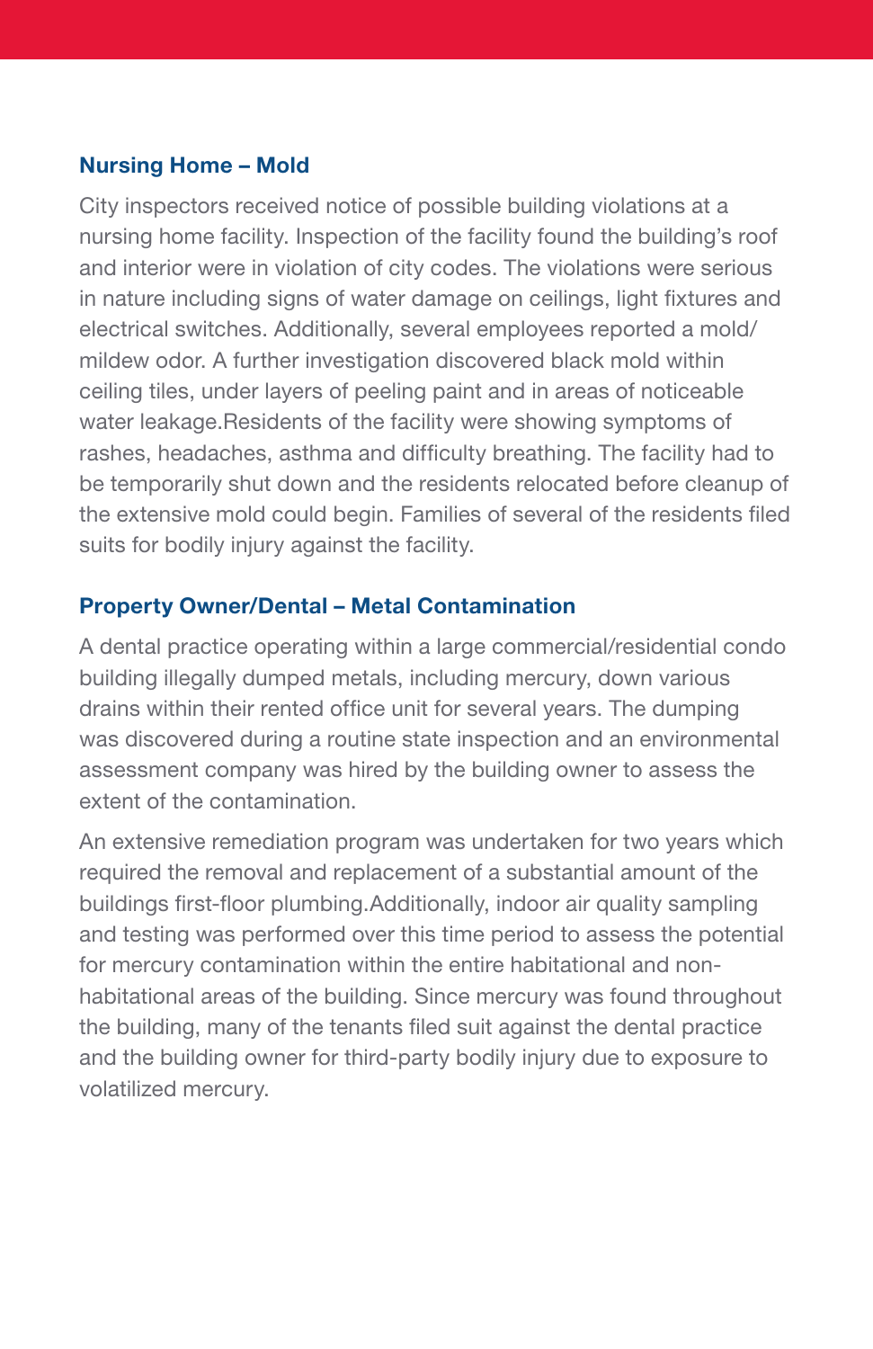### Nursing Home – Mold

City inspectors received notice of possible building violations at a nursing home facility. Inspection of the facility found the building's roof and interior were in violation of city codes. The violations were serious in nature including signs of water damage on ceilings, light fixtures and electrical switches. Additionally, several employees reported a mold/mildew odor. A further investigation discovered black mold within ceiling tiles, under layers of peeling paint and in areas of noticeable water leakage.Residents of the facility were showing symptoms of rashes, headaches, asthma and difficulty breathing. The facility had to be temporarily shut down and the residents relocated before cleanup of the extensive mold could begin. Families of several of the residents filed suits for bodily injury against the facility.

### Property Owner/Dental – Metal Contamination

A dental practice operating within a large commercial/residential condo building illegally dumped metals, including mercury, down various drains within their rented office unit for several years. The dumping was discovered during a routine state inspection and an environmental assessment company was hired by the building owner to assess the extent of the contamination.

An extensive remediation program was undertaken for two years which required the removal and replacement of a substantial amount of the buildings first-floor plumbing.Additionally, indoor air quality sampling and testing was performed over this time period to assess the potential for mercury contamination within the entire habitational and non-habitational areas of the building. Since mercury was found throughout the building, many of the tenants filed suit against the dental practice and the building owner for third-party bodily injury due to exposure to volatilized mercury.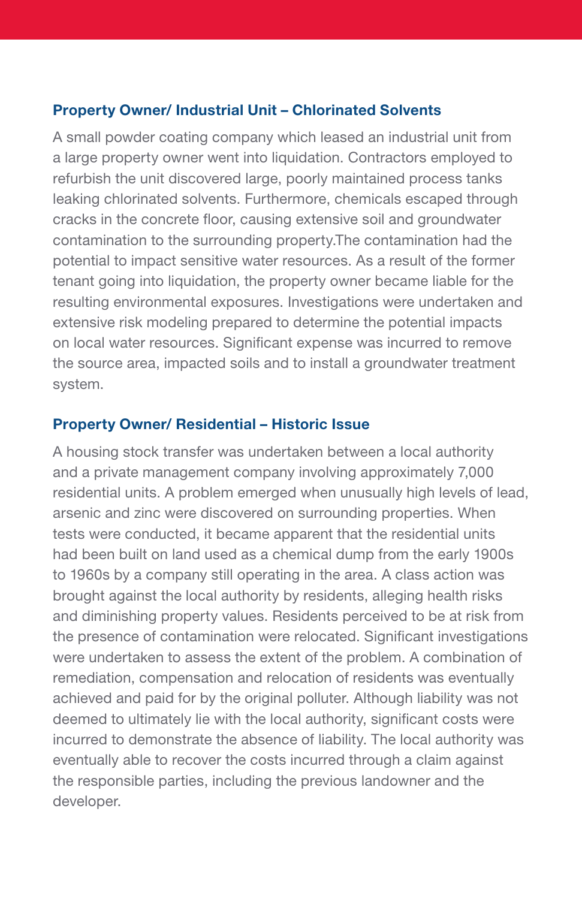### Property Owner/ Industrial Unit – Chlorinated Solvents

A small powder coating company which leased an industrial unit from a large property owner went into liquidation. Contractors employed to refurbish the unit discovered large, poorly maintained process tanks leaking chlorinated solvents. Furthermore, chemicals escaped through cracks in the concrete floor, causing extensive soil and groundwater contamination to the surrounding property.The contamination had the potential to impact sensitive water resources. As a result of the former tenant going into liquidation, the property owner became liable for the resulting environmental exposures. Investigations were undertaken and extensive risk modeling prepared to determine the potential impacts on local water resources. Significant expense was incurred to remove the source area, impacted soils and to install a groundwater treatment system.

### Property Owner/ Residential – Historic Issue

A housing stock transfer was undertaken between a local authority and a private management company involving approximately 7,000 residential units. A problem emerged when unusually high levels of lead, arsenic and zinc were discovered on surrounding properties. When tests were conducted, it became apparent that the residential units had been built on land used as a chemical dump from the early 1900s to 1960s by a company still operating in the area. A class action was brought against the local authority by residents, alleging health risks and diminishing property values. Residents perceived to be at risk from the presence of contamination were relocated. Significant investigations were undertaken to assess the extent of the problem. A combination of remediation, compensation and relocation of residents was eventually achieved and paid for by the original polluter. Although liability was not deemed to ultimately lie with the local authority, significant costs were incurred to demonstrate the absence of liability. The local authority was eventually able to recover the costs incurred through a claim against the responsible parties, including the previous landowner and the developer.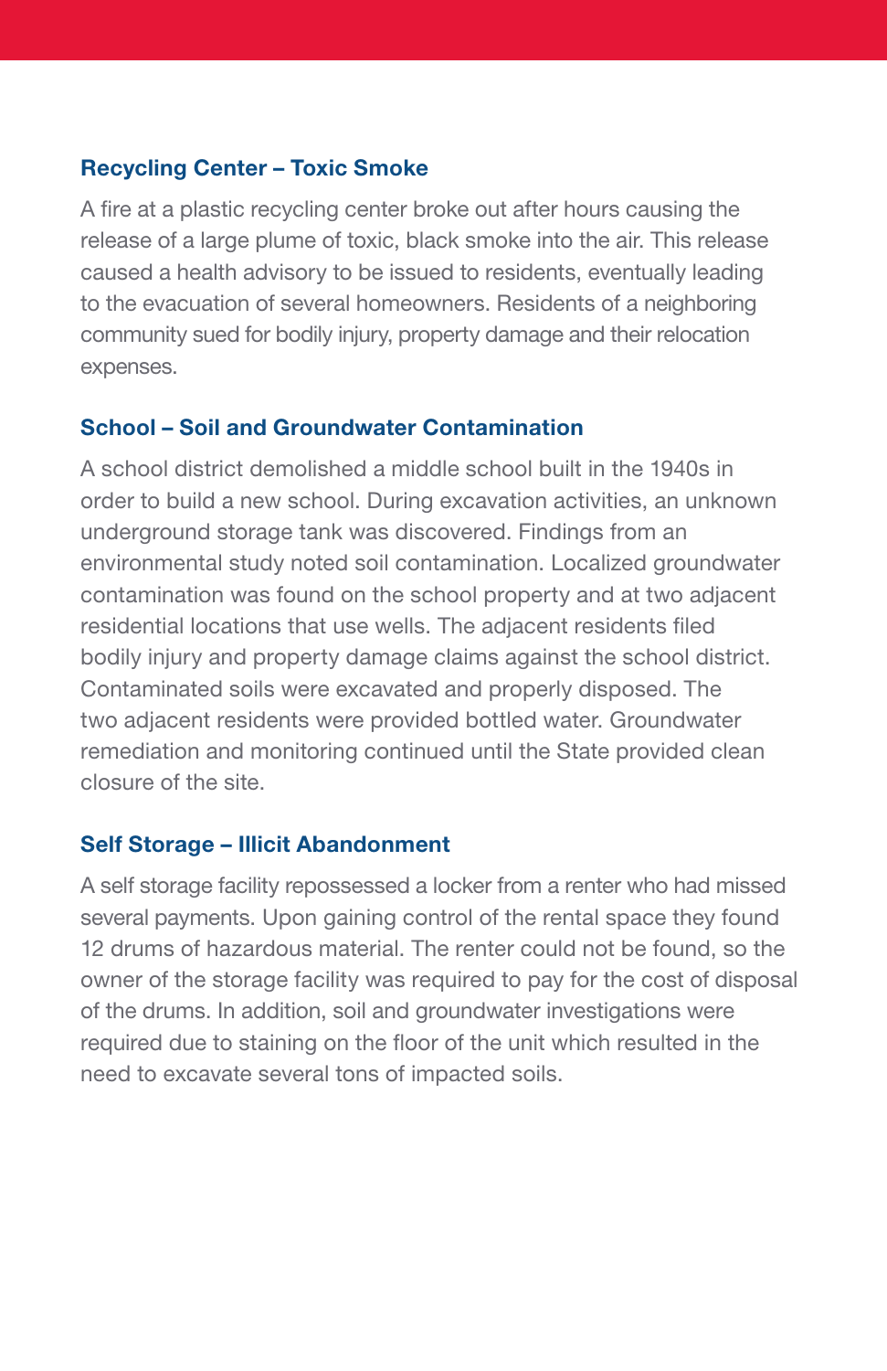### Recycling Center – Toxic Smoke

A fire at a plastic recycling center broke out after hours causing the release of a large plume of toxic, black smoke into the air. This release caused a health advisory to be issued to residents, eventually leading to the evacuation of several homeowners. Residents of a neighboring community sued for bodily injury, property damage and their relocation expenses.

### School – Soil and Groundwater Contamination

A school district demolished a middle school built in the 1940s in order to build a new school. During excavation activities, an unknown underground storage tank was discovered. Findings from an environmental study noted soil contamination. Localized groundwater contamination was found on the school property and at two adjacent residential locations that use wells. The adjacent residents filed bodily injury and property damage claims against the school district. Contaminated soils were excavated and properly disposed. The two adjacent residents were provided bottled water. Groundwater remediation and monitoring continued until the State provided clean closure of the site.

### Self Storage – Illicit Abandonment

A self storage facility repossessed a locker from a renter who had missed several payments. Upon gaining control of the rental space they found 12 drums of hazardous material. The renter could not be found, so the owner of the storage facility was required to pay for the cost of disposal of the drums. In addition, soil and groundwater investigations were required due to staining on the floor of the unit which resulted in the need to excavate several tons of impacted soils.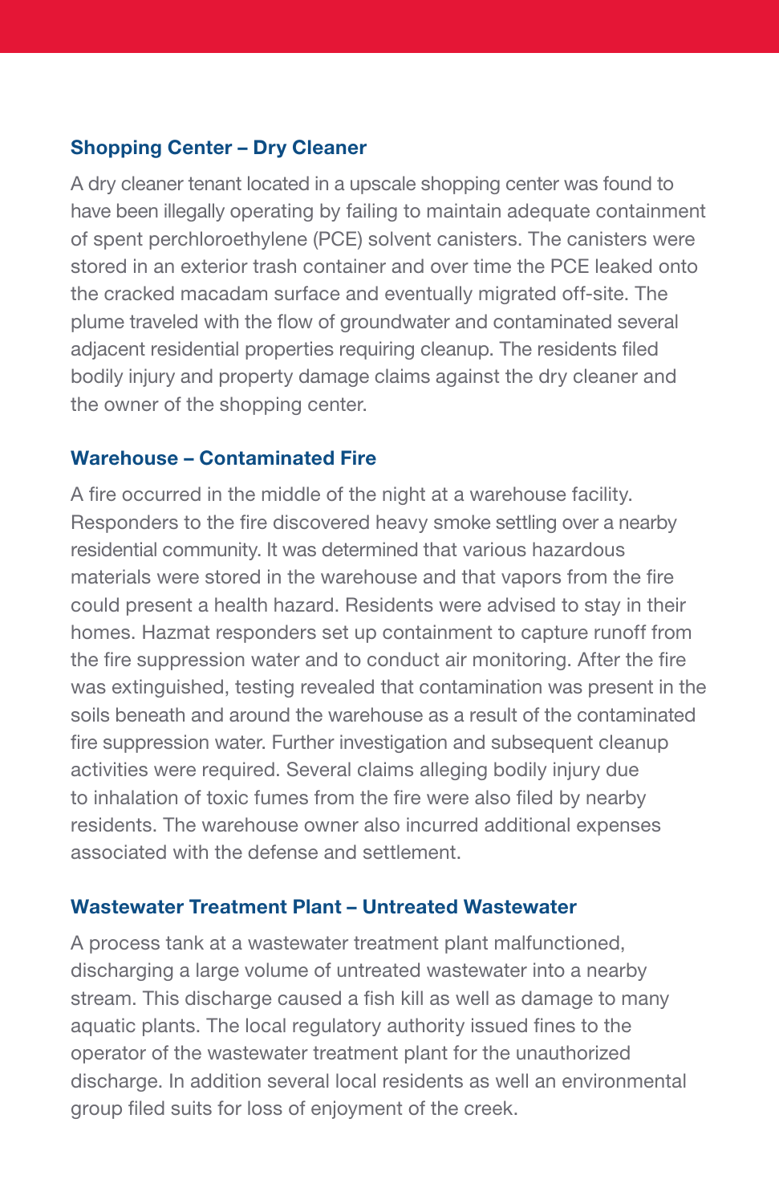### Shopping Center – Dry Cleaner

A dry cleaner tenant located in a upscale shopping center was found to have been illegally operating by failing to maintain adequate containment of spent perchloroethylene (PCE) solvent canisters. The canisters were stored in an exterior trash container and over time the PCE leaked onto the cracked macadam surface and eventually migrated off-site. The plume traveled with the flow of groundwater and contaminated several adjacent residential properties requiring cleanup. The residents filed bodily injury and property damage claims against the dry cleaner and the owner of the shopping center.

### Warehouse – Contaminated Fire

A fire occurred in the middle of the night at a warehouse facility. Responders to the fire discovered heavy smoke settling over a nearby residential community. It was determined that various hazardous materials were stored in the warehouse and that vapors from the fire could present a health hazard. Residents were advised to stay in their homes. Hazmat responders set up containment to capture runoff from the fire suppression water and to conduct air monitoring. After the fire was extinguished, testing revealed that contamination was present in the soils beneath and around the warehouse as a result of the contaminated fire suppression water. Further investigation and subsequent cleanup activities were required. Several claims alleging bodily injury due to inhalation of toxic fumes from the fire were also filed by nearby residents. The warehouse owner also incurred additional expenses associated with the defense and settlement.

### Wastewater Treatment Plant – Untreated Wastewater

A process tank at a wastewater treatment plant malfunctioned, discharging a large volume of untreated wastewater into a nearby stream. This discharge caused a fish kill as well as damage to many aquatic plants. The local regulatory authority issued fines to the operator of the wastewater treatment plant for the unauthorized discharge. In addition several local residents as well an environmental group filed suits for loss of enjoyment of the creek.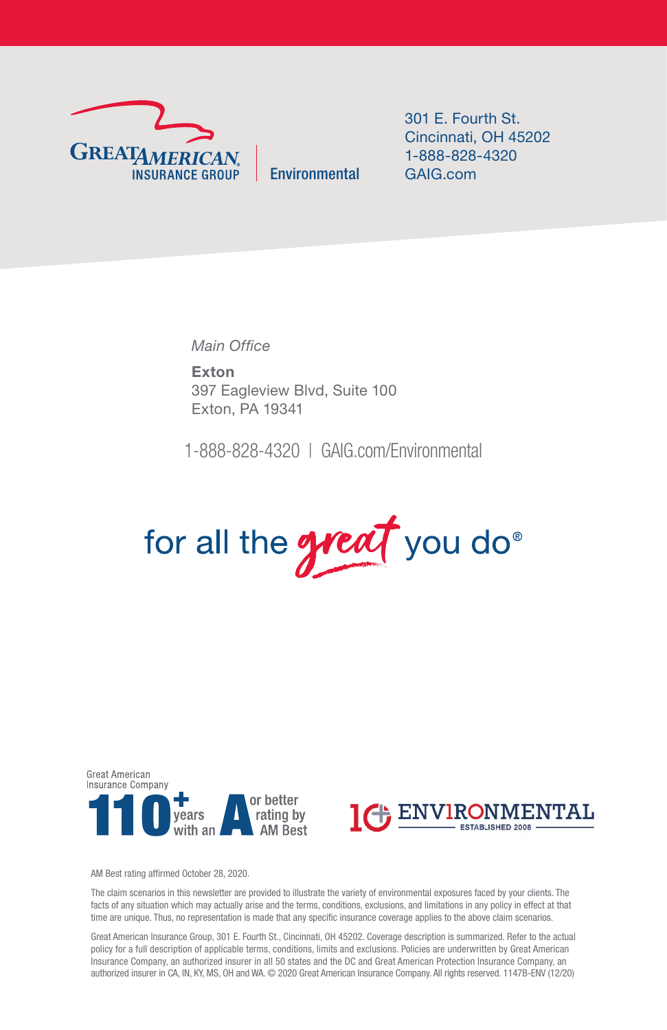GREAT AMERICAN INSURANCE GROUP | Environmental

301 E. Fourth St.
Cincinnati, OH 45202
1-888-828-4320
GAIG.com

*Main Office*

**Exton**
397 Eagleview Blvd, Suite 100
Exton, PA 19341

1-888-828-4320 | GAIG.com/Environmental

for all the great you do®

Great American Insurance Company 110+ years with an A or better rating by AM Best

10 ENVIRONMENTAL ESTABLISHED 2008

AM Best rating affirmed October 28, 2020.

The claim scenarios in this newsletter are provided to illustrate the variety of environmental exposures faced by your clients. The facts of any situation which may actually arise and the terms, conditions, exclusions, and limitations in any policy in effect at that time are unique. Thus, no representation is made that any specific insurance coverage applies to the above claim scenarios.

Great American Insurance Group, 301 E. Fourth St., Cincinnati, OH 45202. Coverage description is summarized. Refer to the actual policy for a full description of applicable terms, conditions, limits and exclusions. Policies are underwritten by Great American Insurance Company, an authorized insurer in all 50 states and the DC and Great American Protection Insurance Company, an authorized insurer in CA, IN, KY, MS, OH and WA. © 2020 Great American Insurance Company. All rights reserved. 1147B-ENV (12/20)